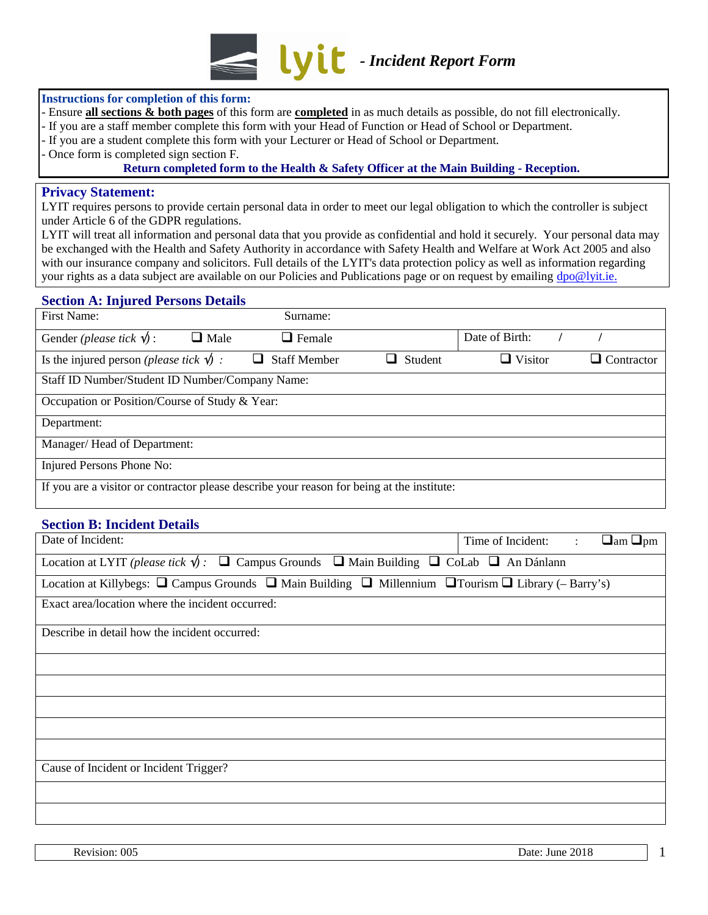# lyit - *Incident Report Form*

**Instructions for completion of this form:**

- Ensure **all sections & both pages** of this form are **completed** in as much details as possible, do not fill electronically.
- If you are a staff member complete this form with your Head of Function or Head of School or Department.
- If you are a student complete this form with your Lecturer or Head of School or Department.
- Once form is completed sign section F.

**Return completed form to the Health & Safety Officer at the Main Building - Reception.**

## Privacy Statement:

LYIT requires persons to provide certain personal data in order to meet our legal obligation to which the controller is subject under Article 6 of the GDPR regulations.

LYIT will treat all information and personal data that you provide as confidential and hold it securely. Your personal data may be exchanged with the Health and Safety Authority in accordance with Safety Health and Welfare at Work Act 2005 and also with our insurance company and solicitors. Full details of the LYIT's data protection policy as well as information regarding your rights as a data subject are available on our Policies and Publications page or on request by emailing dpo@lyit.ie.

## Section A: Injured Persons Details

| First Name: | | Surname: | | |
|---|---|---|---|---|
| Gender *(please tick √)* : | ❑ Male | ❑ Female | Date of Birth: / / | |
| Is the injured person *(please tick √)* : | ❑ Staff Member | ❑ Student | ❑ Visitor | ❑ Contractor |
| Staff ID Number/Student ID Number/Company Name: | | | | |
| Occupation or Position/Course of Study & Year: | | | | |
| Department: | | | | |
| Manager/ Head of Department: | | | | |
| Injured Persons Phone No: | | | | |
| If you are a visitor or contractor please describe your reason for being at the institute: | | | | |

## Section B: Incident Details

| Date of Incident: | Time of Incident: : ❑am ❑pm |
|---|---|
| Location at LYIT *(please tick √)* : ❑ Campus Grounds ❑ Main Building ❑ CoLab ❑ An Dánlann | |
| Location at Killybegs: ❑ Campus Grounds ❑ Main Building ❑ Millennium ❑Tourism ❑ Library (– Barry's) | |
| Exact area/location where the incident occurred: | |
| Describe in detail how the incident occurred: | |
| | |
| | |
| | |
| | |
| | |
| Cause of Incident or Incident Trigger? | |
| | |
| | |

Revision: 005 Date: June 2018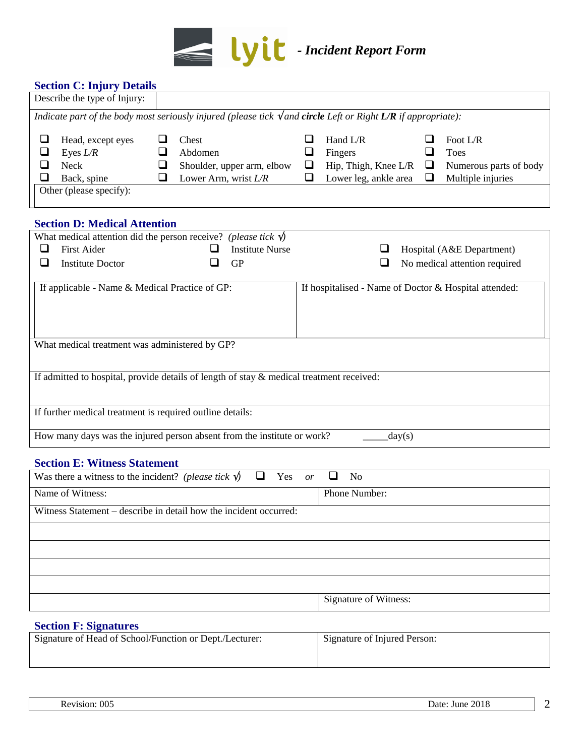**lyit** *- Incident Report Form*

## Section C: Injury Details

| | |
|---|---|
| Describe the type of Injury: | |

*Indicate part of the body most seriously injured (please tick √ and* ***circle*** *Left or Right* ***L/R*** *if appropriate):*

| | | | |
|---|---|---|---|
| ❑ Head, except eyes | ❑ Chest | ❑ Hand L/R | ❑ Foot L/R |
| ❑ Eyes *L/R* | ❑ Abdomen | ❑ Fingers | ❑ Toes |
| ❑ Neck | ❑ Shoulder, upper arm, elbow | ❑ Hip, Thigh, Knee L/R | ❑ Numerous parts of body |
| ❑ Back, spine | ❑ Lower Arm, wrist *L/R* | ❑ Lower leg, ankle area | ❑ Multiple injuries |

Other (please specify):

## Section D: Medical Attention

What medical attention did the person receive? *(please tick √)*

| | | |
|---|---|---|
| ❑ First Aider | ❑ Institute Nurse | ❑ Hospital (A&E Department) |
| ❑ Institute Doctor | ❑ GP | ❑ No medical attention required |

| | |
|---|---|
| If applicable - Name & Medical Practice of GP: | If hospitalised - Name of Doctor & Hospital attended: |

What medical treatment was administered by GP?

If admitted to hospital, provide details of length of stay & medical treatment received:

If further medical treatment is required outline details:

How many days was the injured person absent from the institute or work? _____day(s)

## Section E: Witness Statement

Was there a witness to the incident? *(please tick √)* ❑ Yes *or* ❑ No

| | |
|---|---|
| Name of Witness: | Phone Number: |

Witness Statement – describe in detail how the incident occurred:

Signature of Witness:

## Section F: Signatures

| | |
|---|---|
| Signature of Head of School/Function or Dept./Lecturer: | Signature of Injured Person: |

Revision: 005 Date: June 2018